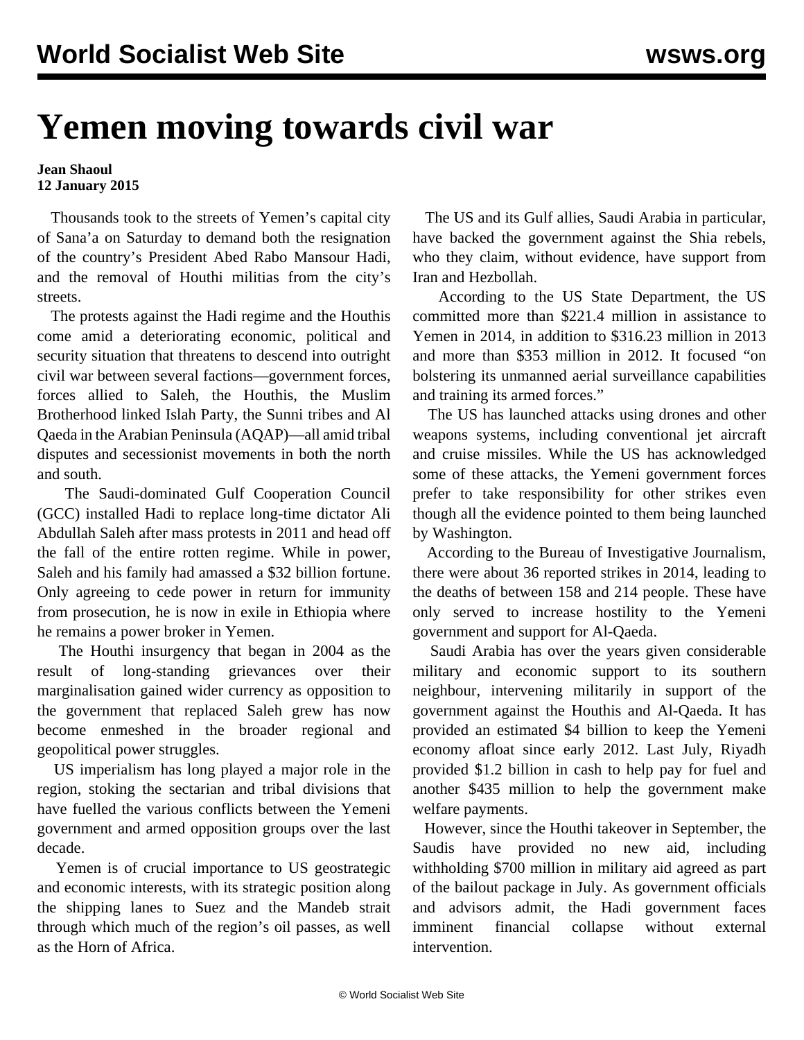# Yemen moving towards civil war

**Jean Shaoul**
**12 January 2015**

Thousands took to the streets of Yemen's capital city of Sana'a on Saturday to demand both the resignation of the country's President Abed Rabo Mansour Hadi, and the removal of Houthi militias from the city's streets.

The protests against the Hadi regime and the Houthis come amid a deteriorating economic, political and security situation that threatens to descend into outright civil war between several factions—government forces, forces allied to Saleh, the Houthis, the Muslim Brotherhood linked Islah Party, the Sunni tribes and Al Qaeda in the Arabian Peninsula (AQAP)—all amid tribal disputes and secessionist movements in both the north and south.

The Saudi-dominated Gulf Cooperation Council (GCC) installed Hadi to replace long-time dictator Ali Abdullah Saleh after mass protests in 2011 and head off the fall of the entire rotten regime. While in power, Saleh and his family had amassed a $32 billion fortune. Only agreeing to cede power in return for immunity from prosecution, he is now in exile in Ethiopia where he remains a power broker in Yemen.

The Houthi insurgency that began in 2004 as the result of long-standing grievances over their marginalisation gained wider currency as opposition to the government that replaced Saleh grew has now become enmeshed in the broader regional and geopolitical power struggles.

US imperialism has long played a major role in the region, stoking the sectarian and tribal divisions that have fuelled the various conflicts between the Yemeni government and armed opposition groups over the last decade.

Yemen is of crucial importance to US geostrategic and economic interests, with its strategic position along the shipping lanes to Suez and the Mandeb strait through which much of the region's oil passes, as well as the Horn of Africa.

The US and its Gulf allies, Saudi Arabia in particular, have backed the government against the Shia rebels, who they claim, without evidence, have support from Iran and Hezbollah.

According to the US State Department, the US committed more than $221.4 million in assistance to Yemen in 2014, in addition to $316.23 million in 2013 and more than $353 million in 2012. It focused "on bolstering its unmanned aerial surveillance capabilities and training its armed forces."

The US has launched attacks using drones and other weapons systems, including conventional jet aircraft and cruise missiles. While the US has acknowledged some of these attacks, the Yemeni government forces prefer to take responsibility for other strikes even though all the evidence pointed to them being launched by Washington.

According to the Bureau of Investigative Journalism, there were about 36 reported strikes in 2014, leading to the deaths of between 158 and 214 people. These have only served to increase hostility to the Yemeni government and support for Al-Qaeda.

Saudi Arabia has over the years given considerable military and economic support to its southern neighbour, intervening militarily in support of the government against the Houthis and Al-Qaeda. It has provided an estimated $4 billion to keep the Yemeni economy afloat since early 2012. Last July, Riyadh provided $1.2 billion in cash to help pay for fuel and another $435 million to help the government make welfare payments.

However, since the Houthi takeover in September, the Saudis have provided no new aid, including withholding $700 million in military aid agreed as part of the bailout package in July. As government officials and advisors admit, the Hadi government faces imminent financial collapse without external intervention.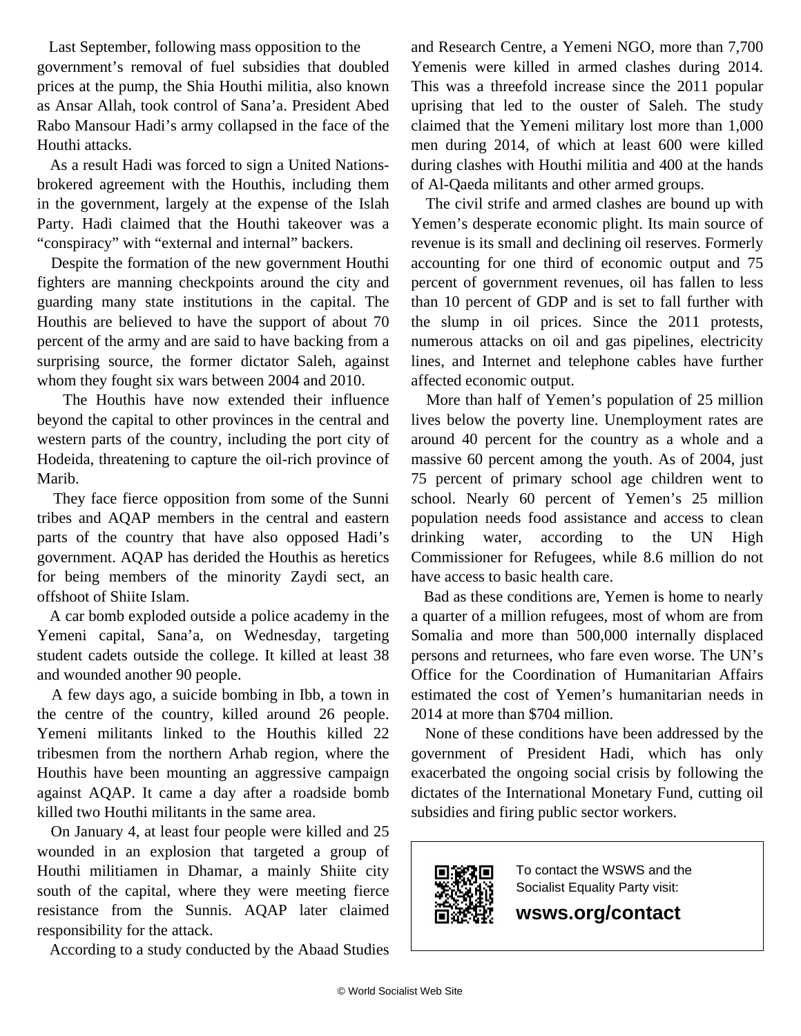Last September, following mass opposition to the government's removal of fuel subsidies that doubled prices at the pump, the Shia Houthi militia, also known as Ansar Allah, took control of Sana'a. President Abed Rabo Mansour Hadi's army collapsed in the face of the Houthi attacks.

As a result Hadi was forced to sign a United Nations-brokered agreement with the Houthis, including them in the government, largely at the expense of the Islah Party. Hadi claimed that the Houthi takeover was a "conspiracy" with "external and internal" backers.

Despite the formation of the new government Houthi fighters are manning checkpoints around the city and guarding many state institutions in the capital. The Houthis are believed to have the support of about 70 percent of the army and are said to have backing from a surprising source, the former dictator Saleh, against whom they fought six wars between 2004 and 2010.

The Houthis have now extended their influence beyond the capital to other provinces in the central and western parts of the country, including the port city of Hodeida, threatening to capture the oil-rich province of Marib.

They face fierce opposition from some of the Sunni tribes and AQAP members in the central and eastern parts of the country that have also opposed Hadi's government. AQAP has derided the Houthis as heretics for being members of the minority Zaydi sect, an offshoot of Shiite Islam.

A car bomb exploded outside a police academy in the Yemeni capital, Sana'a, on Wednesday, targeting student cadets outside the college. It killed at least 38 and wounded another 90 people.

A few days ago, a suicide bombing in Ibb, a town in the centre of the country, killed around 26 people. Yemeni militants linked to the Houthis killed 22 tribesmen from the northern Arhab region, where the Houthis have been mounting an aggressive campaign against AQAP. It came a day after a roadside bomb killed two Houthi militants in the same area.

On January 4, at least four people were killed and 25 wounded in an explosion that targeted a group of Houthi militiamen in Dhamar, a mainly Shiite city south of the capital, where they were meeting fierce resistance from the Sunnis. AQAP later claimed responsibility for the attack.

According to a study conducted by the Abaad Studies and Research Centre, a Yemeni NGO, more than 7,700 Yemenis were killed in armed clashes during 2014. This was a threefold increase since the 2011 popular uprising that led to the ouster of Saleh. The study claimed that the Yemeni military lost more than 1,000 men during 2014, of which at least 600 were killed during clashes with Houthi militia and 400 at the hands of Al-Qaeda militants and other armed groups.

The civil strife and armed clashes are bound up with Yemen's desperate economic plight. Its main source of revenue is its small and declining oil reserves. Formerly accounting for one third of economic output and 75 percent of government revenues, oil has fallen to less than 10 percent of GDP and is set to fall further with the slump in oil prices. Since the 2011 protests, numerous attacks on oil and gas pipelines, electricity lines, and Internet and telephone cables have further affected economic output.

More than half of Yemen's population of 25 million lives below the poverty line. Unemployment rates are around 40 percent for the country as a whole and a massive 60 percent among the youth. As of 2004, just 75 percent of primary school age children went to school. Nearly 60 percent of Yemen's 25 million population needs food assistance and access to clean drinking water, according to the UN High Commissioner for Refugees, while 8.6 million do not have access to basic health care.

Bad as these conditions are, Yemen is home to nearly a quarter of a million refugees, most of whom are from Somalia and more than 500,000 internally displaced persons and returnees, who fare even worse. The UN's Office for the Coordination of Humanitarian Affairs estimated the cost of Yemen's humanitarian needs in 2014 at more than $704 million.

None of these conditions have been addressed by the government of President Hadi, which has only exacerbated the ongoing social crisis by following the dictates of the International Monetary Fund, cutting oil subsidies and firing public sector workers.

To contact the WSWS and the Socialist Equality Party visit:

**wsws.org/contact**